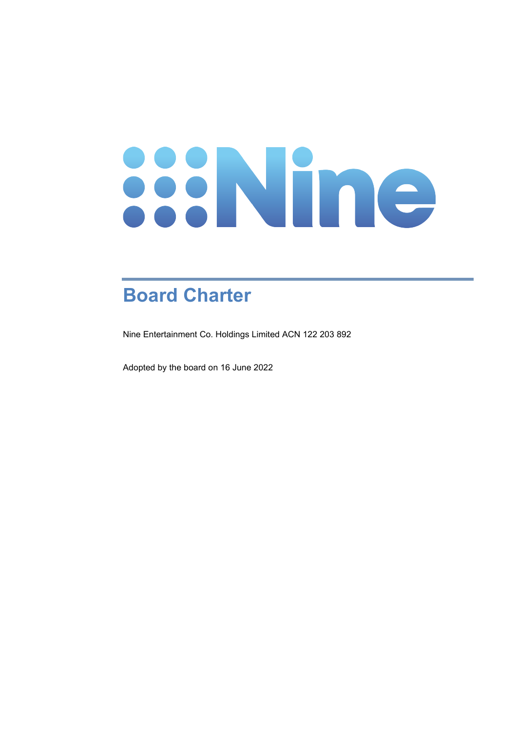# Board Charter

Nine Entertainment Co. Holdings Limited ACN 122 203 892

Adopted by the board on 16 June 2022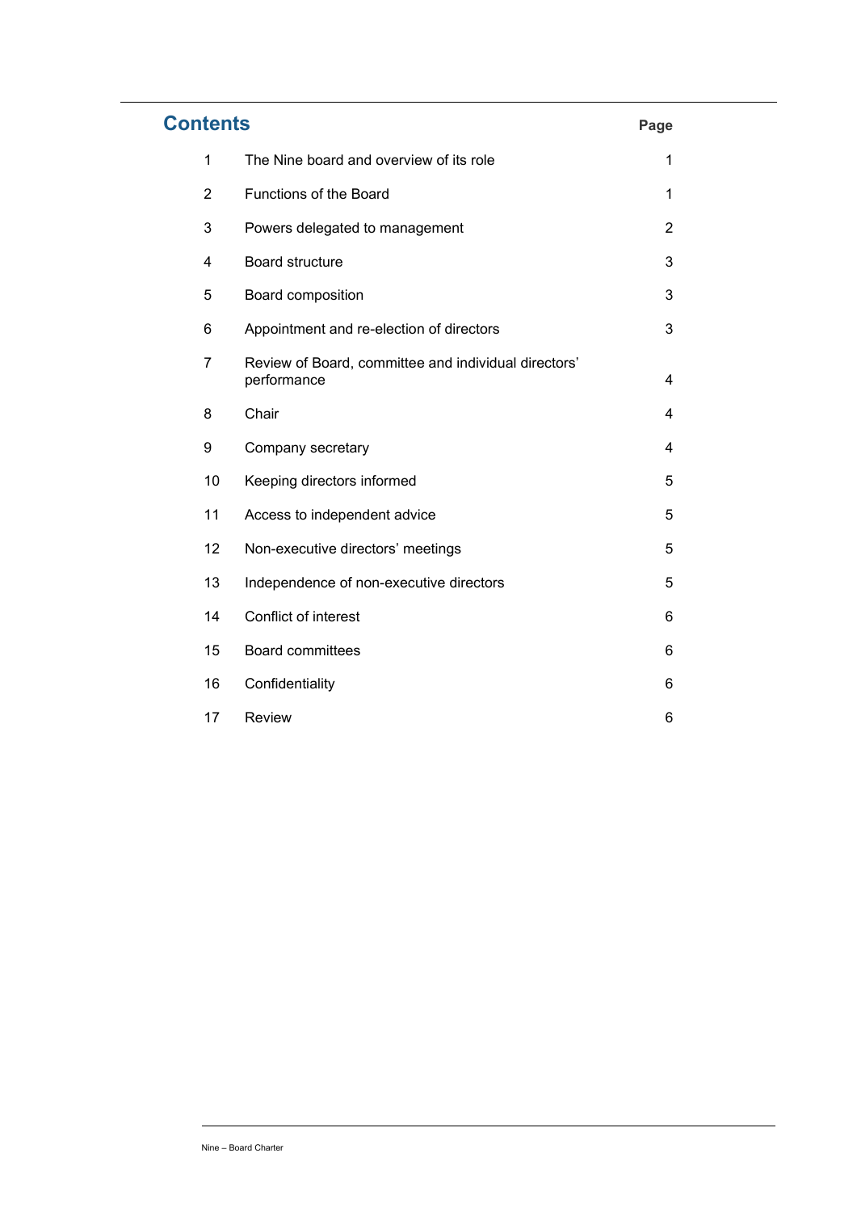## Contents

| | | Page |
|---|---|---|
| 1 | The Nine board and overview of its role | 1 |
| 2 | Functions of the Board | 1 |
| 3 | Powers delegated to management | 2 |
| 4 | Board structure | 3 |
| 5 | Board composition | 3 |
| 6 | Appointment and re-election of directors | 3 |
| 7 | Review of Board, committee and individual directors' performance | 4 |
| 8 | Chair | 4 |
| 9 | Company secretary | 4 |
| 10 | Keeping directors informed | 5 |
| 11 | Access to independent advice | 5 |
| 12 | Non-executive directors' meetings | 5 |
| 13 | Independence of non-executive directors | 5 |
| 14 | Conflict of interest | 6 |
| 15 | Board committees | 6 |
| 16 | Confidentiality | 6 |
| 17 | Review | 6 |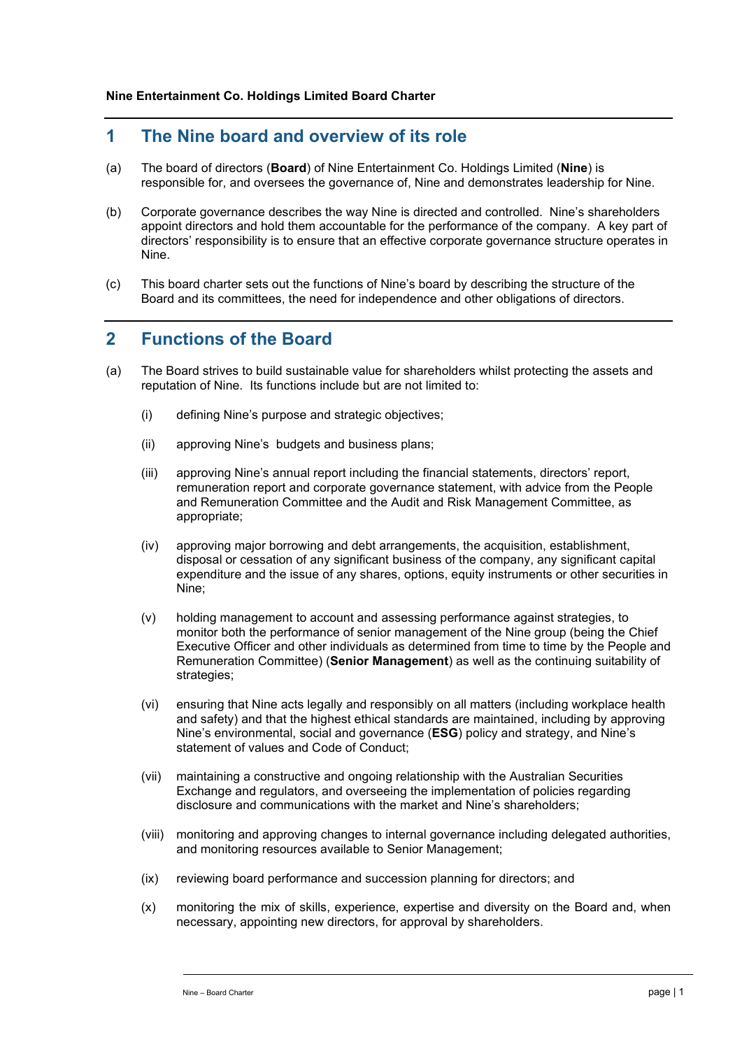**Nine Entertainment Co. Holdings Limited Board Charter**

## 1 The Nine board and overview of its role

(a) The board of directors (**Board**) of Nine Entertainment Co. Holdings Limited (**Nine**) is responsible for, and oversees the governance of, Nine and demonstrates leadership for Nine.

(b) Corporate governance describes the way Nine is directed and controlled. Nine's shareholders appoint directors and hold them accountable for the performance of the company. A key part of directors' responsibility is to ensure that an effective corporate governance structure operates in Nine.

(c) This board charter sets out the functions of Nine's board by describing the structure of the Board and its committees, the need for independence and other obligations of directors.

## 2 Functions of the Board

(a) The Board strives to build sustainable value for shareholders whilst protecting the assets and reputation of Nine. Its functions include but are not limited to:

(i) defining Nine's purpose and strategic objectives;

(ii) approving Nine's budgets and business plans;

(iii) approving Nine's annual report including the financial statements, directors' report, remuneration report and corporate governance statement, with advice from the People and Remuneration Committee and the Audit and Risk Management Committee, as appropriate;

(iv) approving major borrowing and debt arrangements, the acquisition, establishment, disposal or cessation of any significant business of the company, any significant capital expenditure and the issue of any shares, options, equity instruments or other securities in Nine;

(v) holding management to account and assessing performance against strategies, to monitor both the performance of senior management of the Nine group (being the Chief Executive Officer and other individuals as determined from time to time by the People and Remuneration Committee) (**Senior Management**) as well as the continuing suitability of strategies;

(vi) ensuring that Nine acts legally and responsibly on all matters (including workplace health and safety) and that the highest ethical standards are maintained, including by approving Nine's environmental, social and governance (**ESG**) policy and strategy, and Nine's statement of values and Code of Conduct;

(vii) maintaining a constructive and ongoing relationship with the Australian Securities Exchange and regulators, and overseeing the implementation of policies regarding disclosure and communications with the market and Nine's shareholders;

(viii) monitoring and approving changes to internal governance including delegated authorities, and monitoring resources available to Senior Management;

(ix) reviewing board performance and succession planning for directors; and

(x) monitoring the mix of skills, experience, expertise and diversity on the Board and, when necessary, appointing new directors, for approval by shareholders.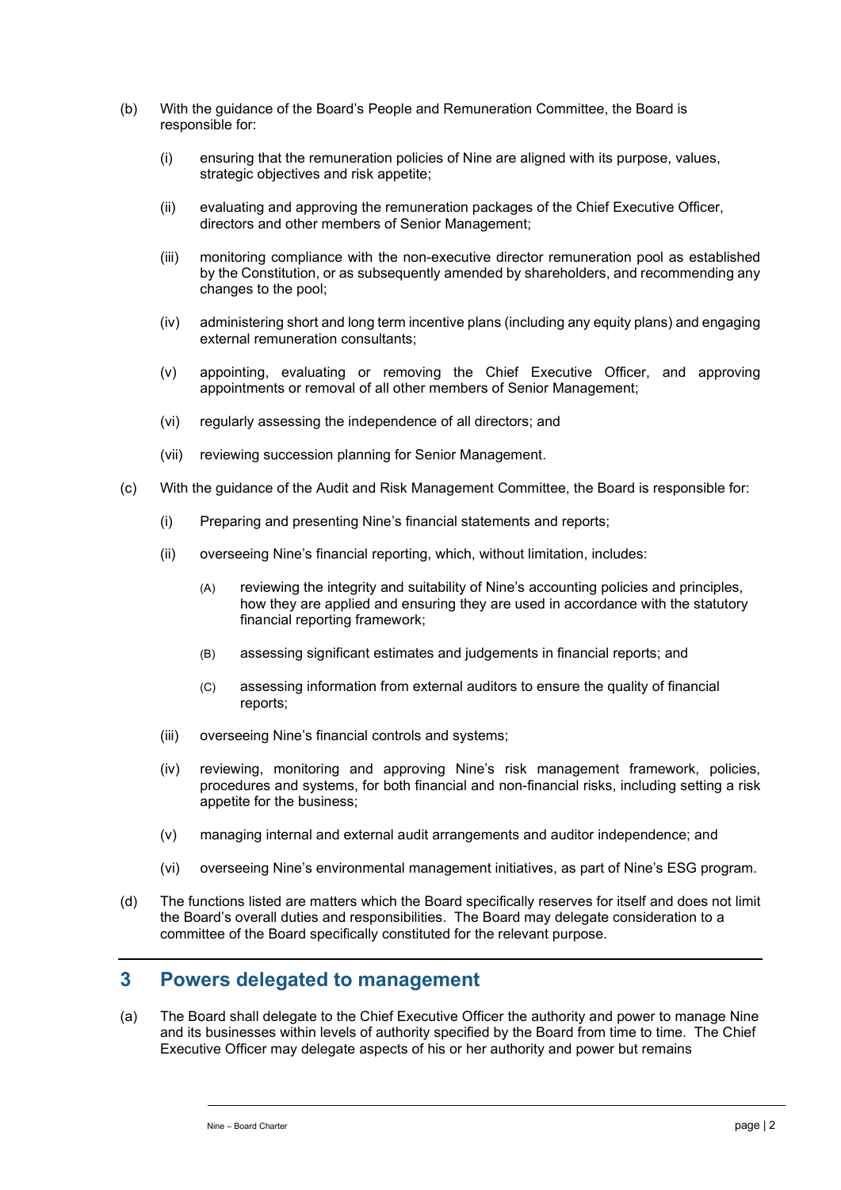(b) With the guidance of the Board's People and Remuneration Committee, the Board is responsible for:

  (i) ensuring that the remuneration policies of Nine are aligned with its purpose, values, strategic objectives and risk appetite;

  (ii) evaluating and approving the remuneration packages of the Chief Executive Officer, directors and other members of Senior Management;

  (iii) monitoring compliance with the non-executive director remuneration pool as established by the Constitution, or as subsequently amended by shareholders, and recommending any changes to the pool;

  (iv) administering short and long term incentive plans (including any equity plans) and engaging external remuneration consultants;

  (v) appointing, evaluating or removing the Chief Executive Officer, and approving appointments or removal of all other members of Senior Management;

  (vi) regularly assessing the independence of all directors; and

  (vii) reviewing succession planning for Senior Management.

(c) With the guidance of the Audit and Risk Management Committee, the Board is responsible for:

  (i) Preparing and presenting Nine's financial statements and reports;

  (ii) overseeing Nine's financial reporting, which, without limitation, includes:

    (A) reviewing the integrity and suitability of Nine's accounting policies and principles, how they are applied and ensuring they are used in accordance with the statutory financial reporting framework;

    (B) assessing significant estimates and judgements in financial reports; and

    (C) assessing information from external auditors to ensure the quality of financial reports;

  (iii) overseeing Nine's financial controls and systems;

  (iv) reviewing, monitoring and approving Nine's risk management framework, policies, procedures and systems, for both financial and non-financial risks, including setting a risk appetite for the business;

  (v) managing internal and external audit arrangements and auditor independence; and

  (vi) overseeing Nine's environmental management initiatives, as part of Nine's ESG program.

(d) The functions listed are matters which the Board specifically reserves for itself and does not limit the Board's overall duties and responsibilities. The Board may delegate consideration to a committee of the Board specifically constituted for the relevant purpose.

## 3 Powers delegated to management

(a) The Board shall delegate to the Chief Executive Officer the authority and power to manage Nine and its businesses within levels of authority specified by the Board from time to time. The Chief Executive Officer may delegate aspects of his or her authority and power but remains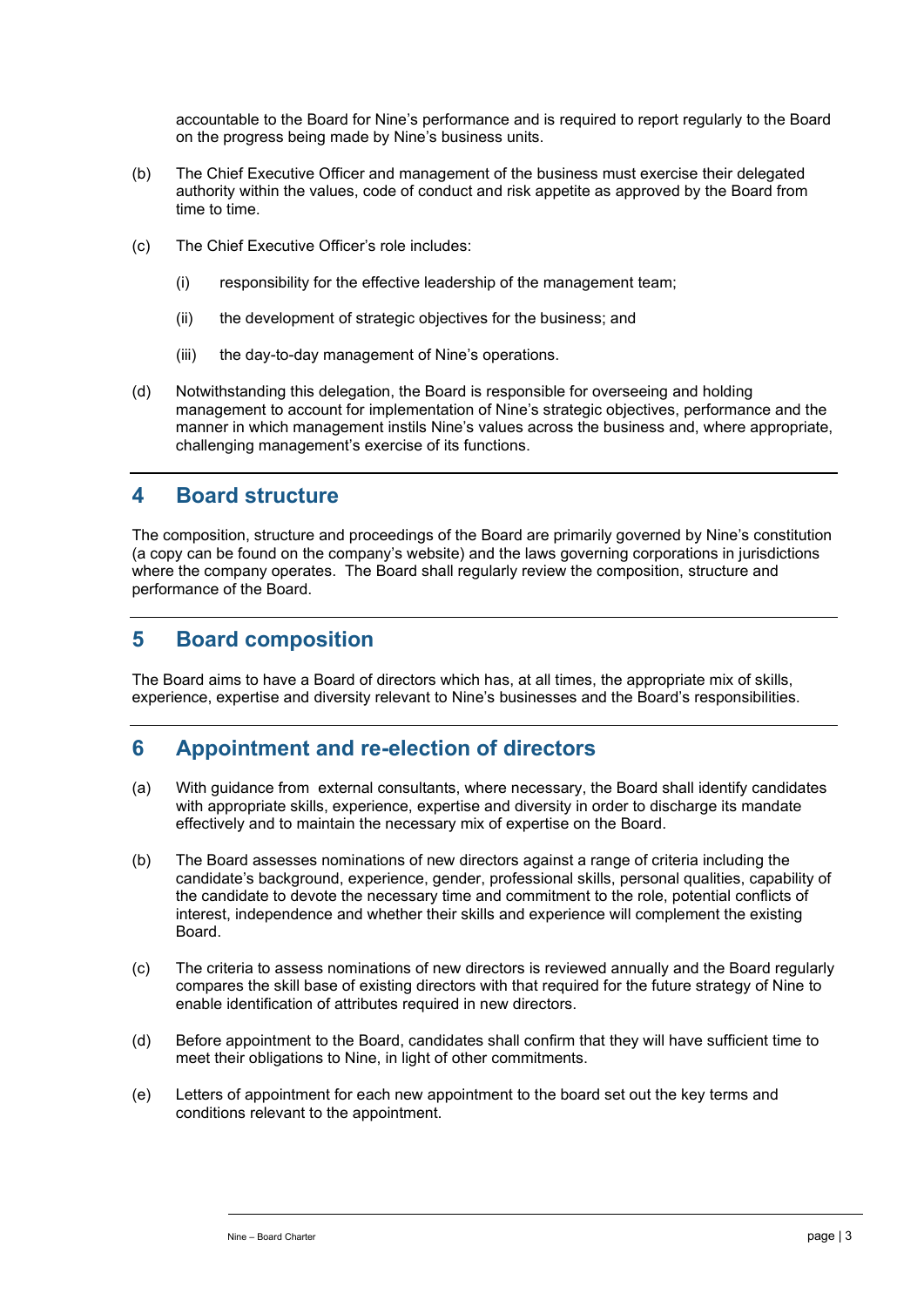accountable to the Board for Nine's performance and is required to report regularly to the Board on the progress being made by Nine's business units.

(b) The Chief Executive Officer and management of the business must exercise their delegated authority within the values, code of conduct and risk appetite as approved by the Board from time to time.

(c) The Chief Executive Officer's role includes:

(i) responsibility for the effective leadership of the management team;

(ii) the development of strategic objectives for the business; and

(iii) the day-to-day management of Nine's operations.

(d) Notwithstanding this delegation, the Board is responsible for overseeing and holding management to account for implementation of Nine's strategic objectives, performance and the manner in which management instils Nine's values across the business and, where appropriate, challenging management's exercise of its functions.

## 4 Board structure

The composition, structure and proceedings of the Board are primarily governed by Nine's constitution (a copy can be found on the company's website) and the laws governing corporations in jurisdictions where the company operates. The Board shall regularly review the composition, structure and performance of the Board.

## 5 Board composition

The Board aims to have a Board of directors which has, at all times, the appropriate mix of skills, experience, expertise and diversity relevant to Nine's businesses and the Board's responsibilities.

## 6 Appointment and re-election of directors

(a) With guidance from external consultants, where necessary, the Board shall identify candidates with appropriate skills, experience, expertise and diversity in order to discharge its mandate effectively and to maintain the necessary mix of expertise on the Board.

(b) The Board assesses nominations of new directors against a range of criteria including the candidate's background, experience, gender, professional skills, personal qualities, capability of the candidate to devote the necessary time and commitment to the role, potential conflicts of interest, independence and whether their skills and experience will complement the existing Board.

(c) The criteria to assess nominations of new directors is reviewed annually and the Board regularly compares the skill base of existing directors with that required for the future strategy of Nine to enable identification of attributes required in new directors.

(d) Before appointment to the Board, candidates shall confirm that they will have sufficient time to meet their obligations to Nine, in light of other commitments.

(e) Letters of appointment for each new appointment to the board set out the key terms and conditions relevant to the appointment.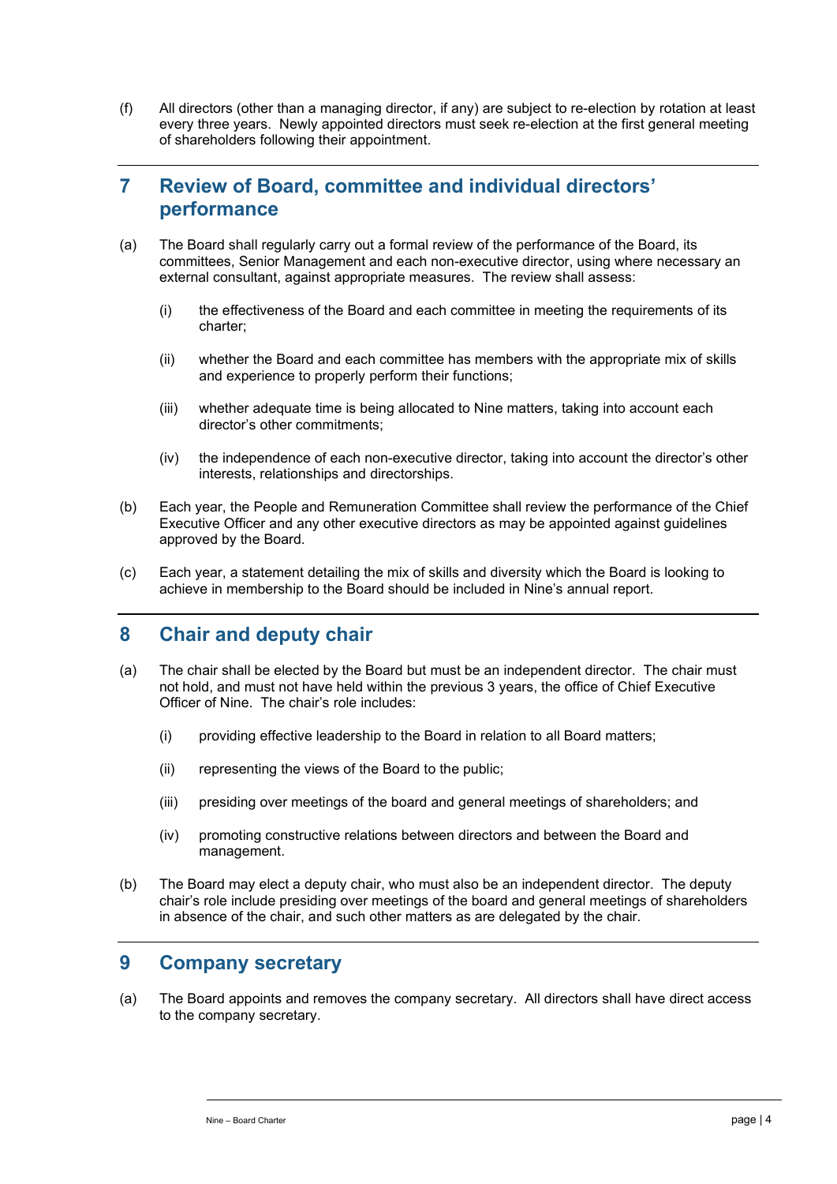(f) All directors (other than a managing director, if any) are subject to re-election by rotation at least every three years. Newly appointed directors must seek re-election at the first general meeting of shareholders following their appointment.

## 7 Review of Board, committee and individual directors' performance

(a) The Board shall regularly carry out a formal review of the performance of the Board, its committees, Senior Management and each non-executive director, using where necessary an external consultant, against appropriate measures. The review shall assess:

  (i) the effectiveness of the Board and each committee in meeting the requirements of its charter;

  (ii) whether the Board and each committee has members with the appropriate mix of skills and experience to properly perform their functions;

  (iii) whether adequate time is being allocated to Nine matters, taking into account each director's other commitments;

  (iv) the independence of each non-executive director, taking into account the director's other interests, relationships and directorships.

(b) Each year, the People and Remuneration Committee shall review the performance of the Chief Executive Officer and any other executive directors as may be appointed against guidelines approved by the Board.

(c) Each year, a statement detailing the mix of skills and diversity which the Board is looking to achieve in membership to the Board should be included in Nine's annual report.

## 8 Chair and deputy chair

(a) The chair shall be elected by the Board but must be an independent director. The chair must not hold, and must not have held within the previous 3 years, the office of Chief Executive Officer of Nine. The chair's role includes:

  (i) providing effective leadership to the Board in relation to all Board matters;

  (ii) representing the views of the Board to the public;

  (iii) presiding over meetings of the board and general meetings of shareholders; and

  (iv) promoting constructive relations between directors and between the Board and management.

(b) The Board may elect a deputy chair, who must also be an independent director. The deputy chair's role include presiding over meetings of the board and general meetings of shareholders in absence of the chair, and such other matters as are delegated by the chair.

## 9 Company secretary

(a) The Board appoints and removes the company secretary. All directors shall have direct access to the company secretary.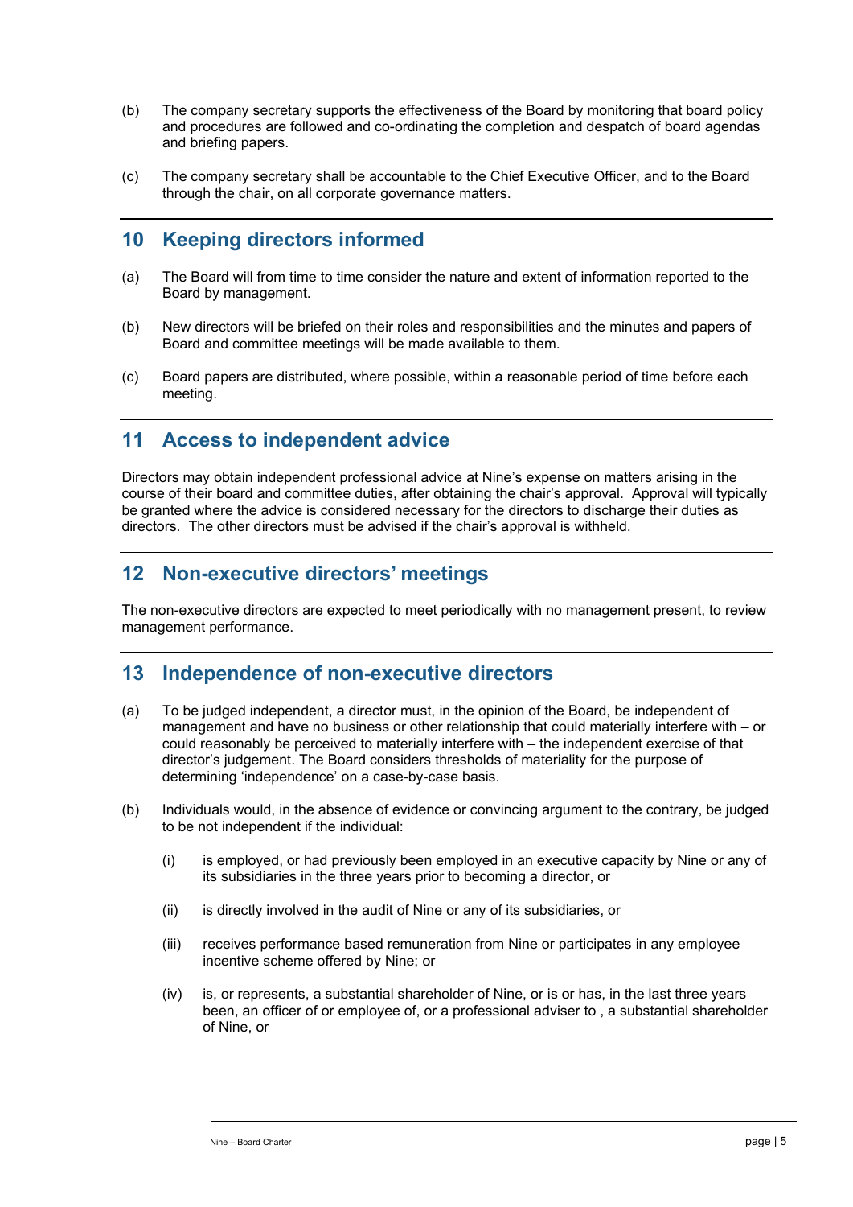(b) The company secretary supports the effectiveness of the Board by monitoring that board policy and procedures are followed and co-ordinating the completion and despatch of board agendas and briefing papers.

(c) The company secretary shall be accountable to the Chief Executive Officer, and to the Board through the chair, on all corporate governance matters.

## 10 Keeping directors informed

(a) The Board will from time to time consider the nature and extent of information reported to the Board by management.

(b) New directors will be briefed on their roles and responsibilities and the minutes and papers of Board and committee meetings will be made available to them.

(c) Board papers are distributed, where possible, within a reasonable period of time before each meeting.

## 11 Access to independent advice

Directors may obtain independent professional advice at Nine's expense on matters arising in the course of their board and committee duties, after obtaining the chair's approval. Approval will typically be granted where the advice is considered necessary for the directors to discharge their duties as directors. The other directors must be advised if the chair's approval is withheld.

## 12 Non-executive directors' meetings

The non-executive directors are expected to meet periodically with no management present, to review management performance.

## 13 Independence of non-executive directors

(a) To be judged independent, a director must, in the opinion of the Board, be independent of management and have no business or other relationship that could materially interfere with – or could reasonably be perceived to materially interfere with – the independent exercise of that director's judgement. The Board considers thresholds of materiality for the purpose of determining 'independence' on a case-by-case basis.

(b) Individuals would, in the absence of evidence or convincing argument to the contrary, be judged to be not independent if the individual:

   (i) is employed, or had previously been employed in an executive capacity by Nine or any of its subsidiaries in the three years prior to becoming a director, or

   (ii) is directly involved in the audit of Nine or any of its subsidiaries, or

   (iii) receives performance based remuneration from Nine or participates in any employee incentive scheme offered by Nine; or

   (iv) is, or represents, a substantial shareholder of Nine, or is or has, in the last three years been, an officer of or employee of, or a professional adviser to , a substantial shareholder of Nine, or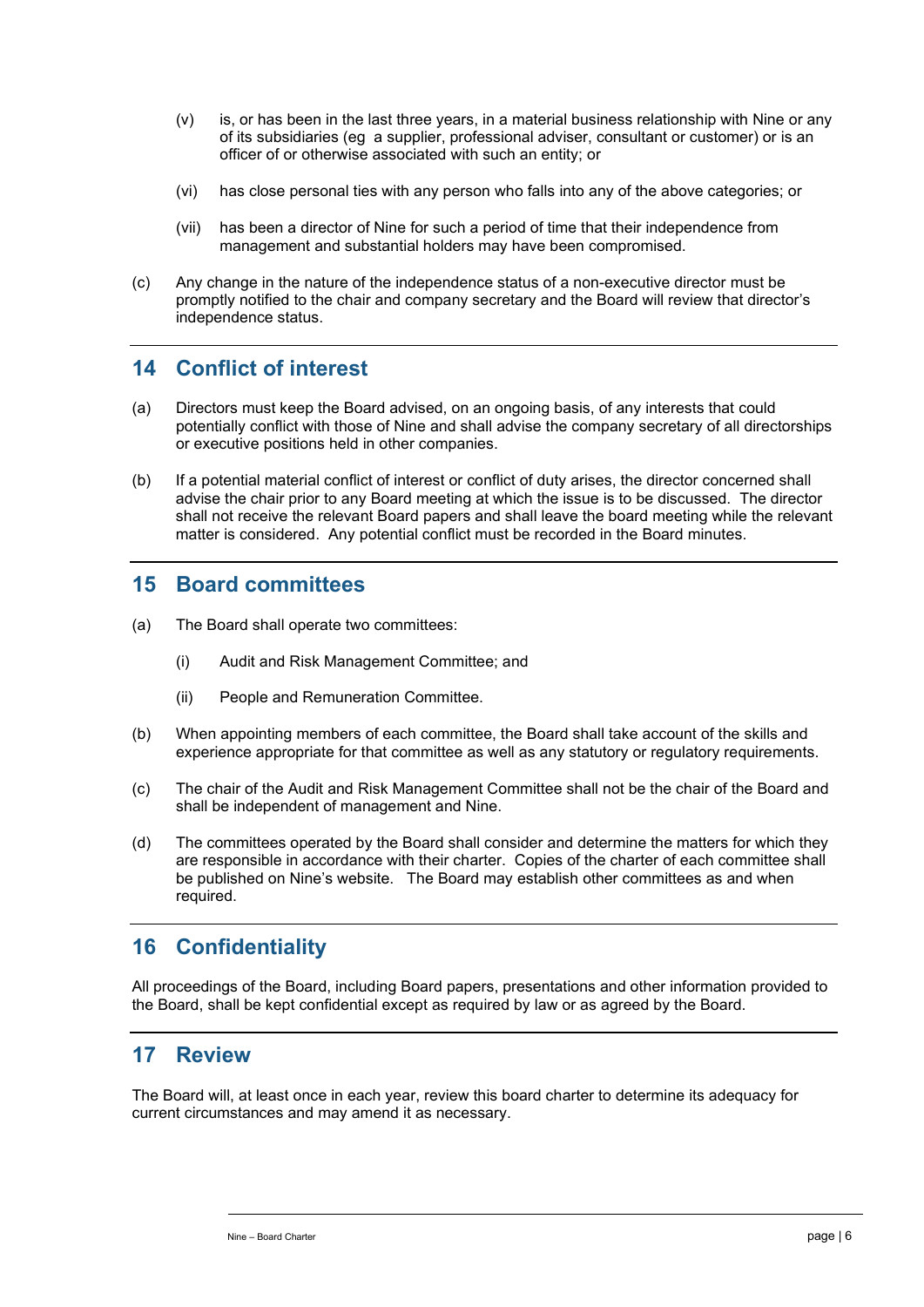(v) is, or has been in the last three years, in a material business relationship with Nine or any of its subsidiaries (eg a supplier, professional adviser, consultant or customer) or is an officer of or otherwise associated with such an entity; or

(vi) has close personal ties with any person who falls into any of the above categories; or

(vii) has been a director of Nine for such a period of time that their independence from management and substantial holders may have been compromised.

(c) Any change in the nature of the independence status of a non-executive director must be promptly notified to the chair and company secretary and the Board will review that director's independence status.

## 14 Conflict of interest

(a) Directors must keep the Board advised, on an ongoing basis, of any interests that could potentially conflict with those of Nine and shall advise the company secretary of all directorships or executive positions held in other companies.

(b) If a potential material conflict of interest or conflict of duty arises, the director concerned shall advise the chair prior to any Board meeting at which the issue is to be discussed. The director shall not receive the relevant Board papers and shall leave the board meeting while the relevant matter is considered. Any potential conflict must be recorded in the Board minutes.

## 15 Board committees

(a) The Board shall operate two committees:

(i) Audit and Risk Management Committee; and

(ii) People and Remuneration Committee.

(b) When appointing members of each committee, the Board shall take account of the skills and experience appropriate for that committee as well as any statutory or regulatory requirements.

(c) The chair of the Audit and Risk Management Committee shall not be the chair of the Board and shall be independent of management and Nine.

(d) The committees operated by the Board shall consider and determine the matters for which they are responsible in accordance with their charter. Copies of the charter of each committee shall be published on Nine's website. The Board may establish other committees as and when required.

## 16 Confidentiality

All proceedings of the Board, including Board papers, presentations and other information provided to the Board, shall be kept confidential except as required by law or as agreed by the Board.

## 17 Review

The Board will, at least once in each year, review this board charter to determine its adequacy for current circumstances and may amend it as necessary.